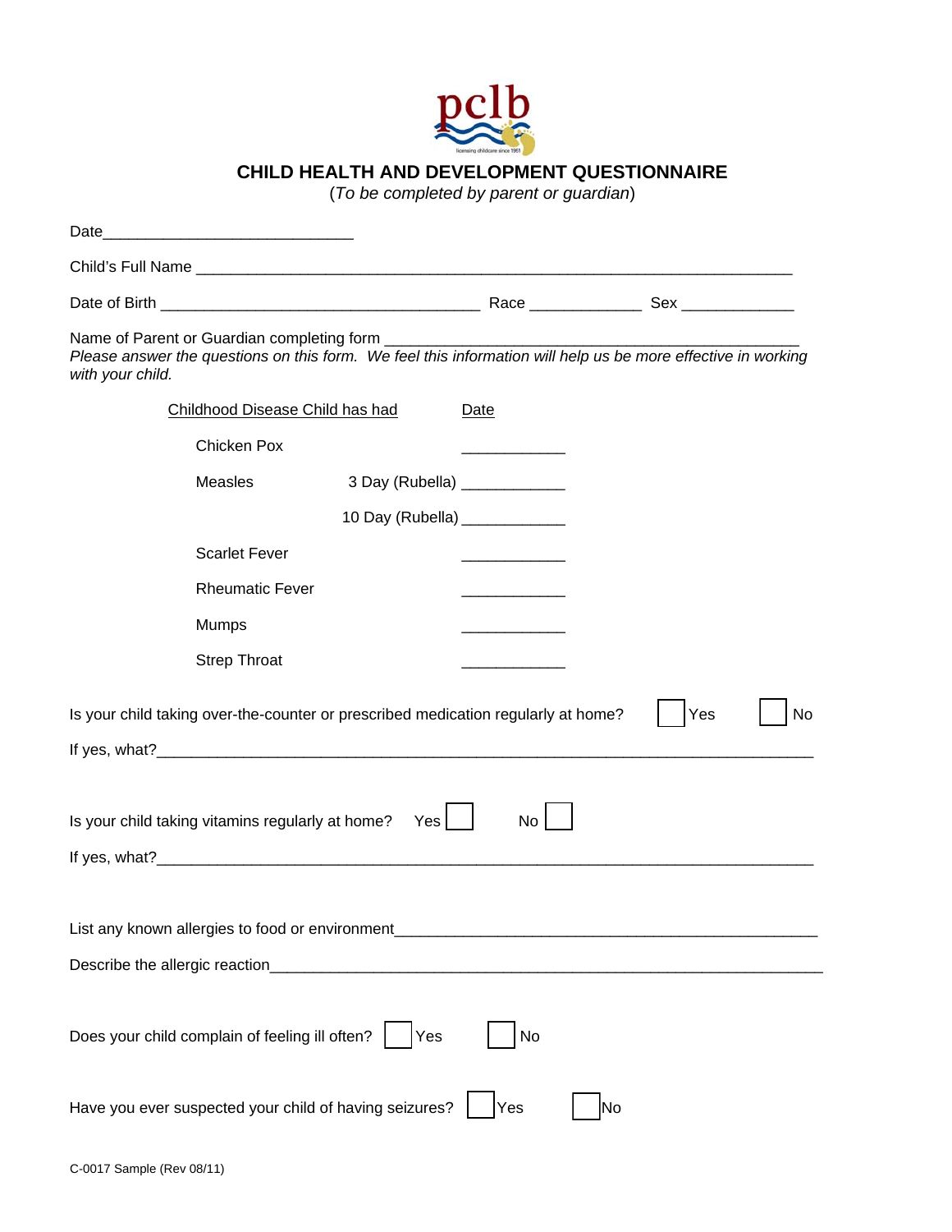pclb

licensing childcare since 1961

# CHILD HEALTH AND DEVELOPMENT QUESTIONNAIRE

(*To be completed by parent or guardian*)

Date_____________________________

Child's Full Name _______________________________________________________________________

Date of Birth _____________________________________ Race _____________ Sex _____________

Name of Parent or Guardian completing form _______________________________________________

*Please answer the questions on this form. We feel this information will help us be more effective in working with your child.*

| Childhood Disease Child has had | | Date |
|---|---|---|
| Chicken Pox | | ____________ |
| Measles | 3 Day (Rubella) | ____________ |
| | 10 Day (Rubella) | ____________ |
| Scarlet Fever | | ____________ |
| Rheumatic Fever | | ____________ |
| Mumps | | ____________ |
| Strep Throat | | ____________ |

Is your child taking over-the-counter or prescribed medication regularly at home? ☐ Yes ☐ No

If yes, what?_____________________________________________________________________________

Is your child taking vitamins regularly at home? Yes ☐ No ☐

If yes, what?_____________________________________________________________________________

List any known allergies to food or environment___________________________________________________

Describe the allergic reaction_______________________________________________________________

Does your child complain of feeling ill often? ☐ Yes ☐ No

Have you ever suspected your child of having seizures? ☐ Yes ☐ No

C-0017 Sample (Rev 08/11)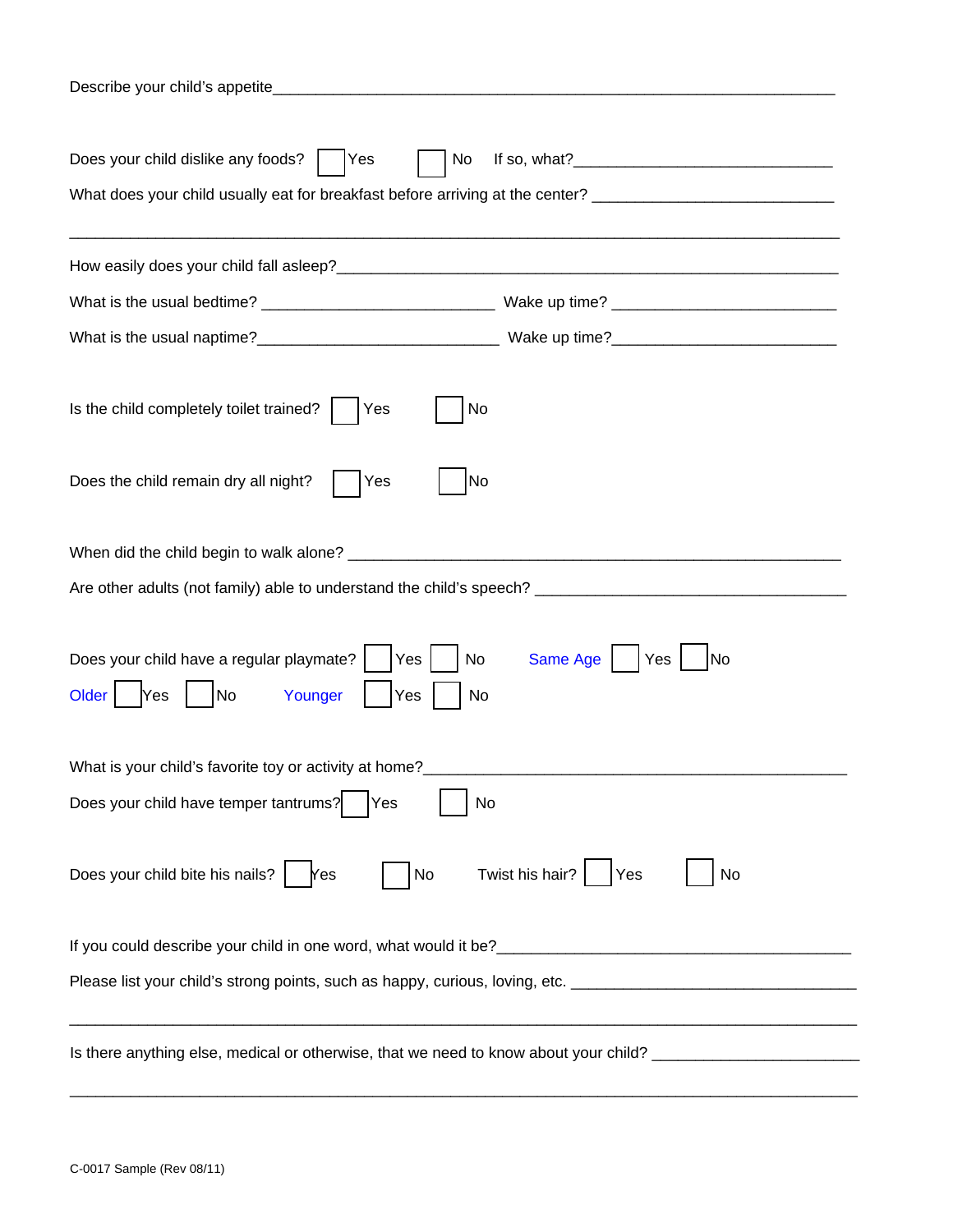Describe your child's appetite_______________________________________________________________

Does your child dislike any foods? ☐ Yes ☐ No If so, what?______________________________

What does your child usually eat for breakfast before arriving at the center? ____________________________

_____________________________________________________________________________________

How easily does your child fall asleep?_________________________________________________________

What is the usual bedtime? ___________________________ Wake up time? _________________________

What is the usual naptime?____________________________ Wake up time?_________________________

Is the child completely toilet trained? ☐ Yes ☐ No

Does the child remain dry all night? ☐ Yes ☐ No

When did the child begin to walk alone? __________________________________________________________

Are other adults (not family) able to understand the child's speech? _____________________________________

Does your child have a regular playmate? ☐ Yes ☐ No Same Age ☐ Yes ☐ No

Older ☐ Yes ☐ No Younger ☐ Yes ☐ No

What is your child's favorite toy or activity at home?____________________________________________________

Does your child have temper tantrums? ☐ Yes ☐ No

Does your child bite his nails? ☐ Yes ☐ No Twist his hair? ☐ Yes ☐ No

If you could describe your child in one word, what would it be?_________________________________________

Please list your child's strong points, such as happy, curious, loving, etc. _________________________________

_____________________________________________________________________________________

Is there anything else, medical or otherwise, that we need to know about your child? ________________________

_____________________________________________________________________________________

C-0017 Sample (Rev 08/11)